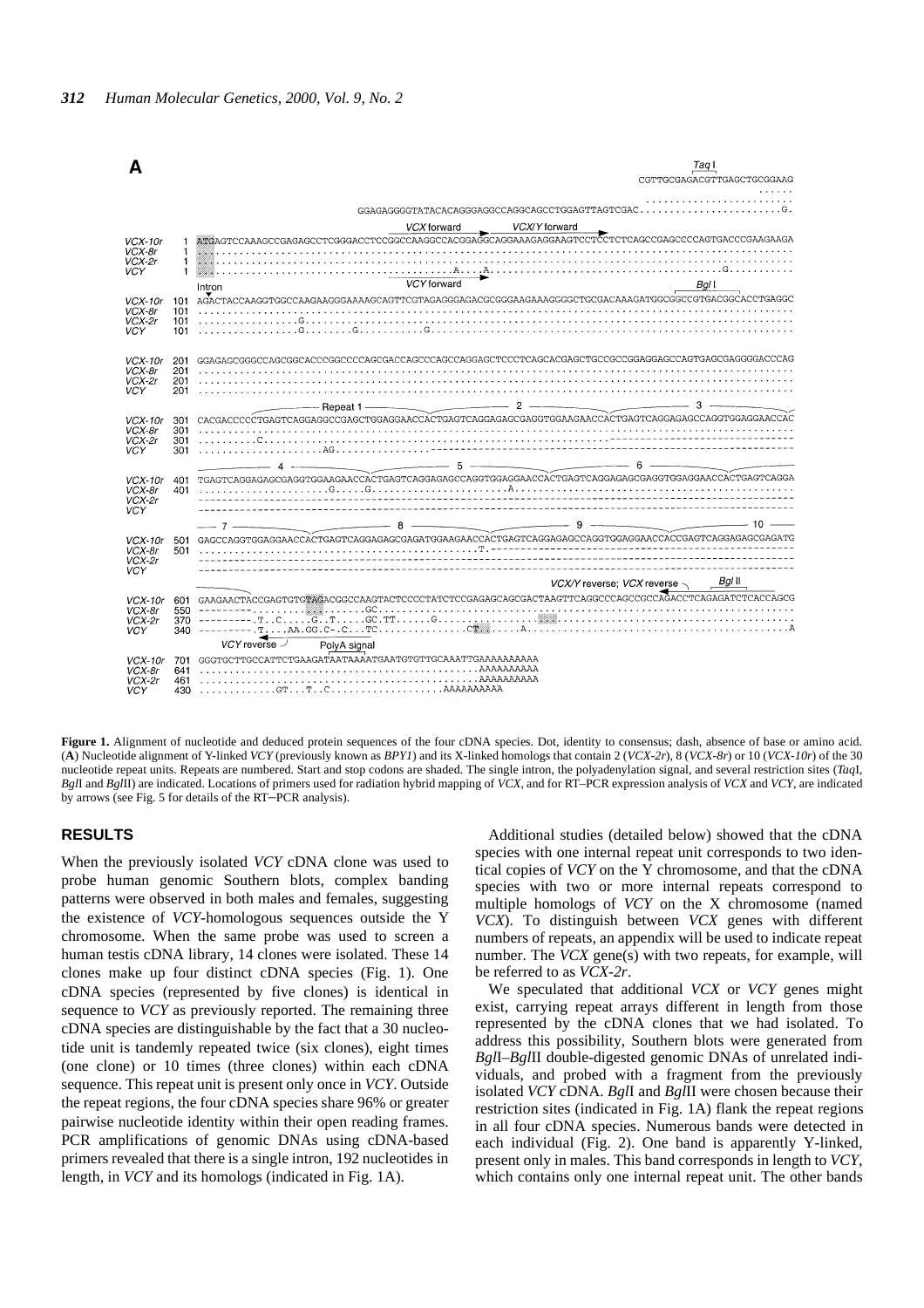**A**

```
                                                                                                    TaqI
                                                                                    CGTTGCGAGACGTTGAGCTGCGGAAG
                                                                                                         ......
                                                                                    ........................
                               GGAGAGGGGTATACACAGGGAGGCCAGGCAGCCTGGAGTTAGTCGAC.......................G.

                                        VCX forward        VCX/Y forward
VCX-10r   1  ATGAGTCCAAAGCCGAGAGCCTCGGGACCTCCGGCCAAGGCCACGGAGGCAGGAAAGAGGAAGTCCTCCTCTCAGCCGAGCCCCAGTGACCCGAAGAGA
VCX-8r    1  ....................................................................................................
VCX-2r    1  ....................................................................................................
VCY       1  ..................................A....A.....................................G..........
             Intron                      VCY forward                                         BglI
VCX-10r 101  AGACTACCAAGGTGGCCAAGAAGGGAAAAGCAGTTCGTAGAGGGAGACGCGGGAGAAAGGGGCTGCGACAAAGATGGCGGCCGTGACGGCACCTGAGGC
VCX-8r  101  ....................................................................................................
VCX-2r  101  ................G...................................................................................
VCY     101  ................G........G...........G..............................................................

VCX-10r 201  GGAGAGCGGGCCAGCGGCACCCGGCCCCAGCGACCAGCCCAGCCAGGAGCTCCCTCAGCACGAGCTGCCGCCGGAGGAGCCAGTGAGCGAGGGGACCCAG
VCX-8r  201  ....................................................................................................
VCX-2r  201  ....................................................................................................
VCY     201  ....................................................................................................
                        Repeat 1                    2                          3
VCX-10r 301  CACGACCCCCTGAGTCAGGAGGCCGAGCTGGAGGAACCACTGAGTCAGGAGAGCGAGGTGGAAGAACCACTGAGTCAGGAGAGCCAGGTGGAGGAACCAC
VCX-8r  301  ....................................................................................................
VCX-2r  301  .........C..........................................................--------------------------------
VCY     301  ....................AG..............-----------------------------------------------------------------
                  4                          5                          6
VCX-10r 401  TGAGTCAGGAGAGCGAGGTGGAAGAACCACTGAGTCAGGAGAGCCAGGTGGAGGAACCACTGAGTCAGGAGAGCGAGGTGGAGGAACCACTGAGTCAGGA
VCX-8r  401  .....................G.....G.......................A................................................
VCX-2r       ----------------------------------------------------------------------------------------------------
VCY          ----------------------------------------------------------------------------------------------------
                  7                    8                          9                          10
VCX-10r 501  GAGCCAGGTGGAGGAACCACTGAGTCAGGAGAGCGAGATGGAAGAACCACTGAGTCAGGAGAGCCAGGTGGAGGAACCACCGAGTCAGGAGAGCGAGATG
VCX-8r  501  ..............................................T.----------------------------------------------------
VCX-2r       ----------------------------------------------------------------------------------------------------
VCY          ----------------------------------------------------------------------------------------------------
                                                              VCX/Y reverse; VCX reverse          BglII
VCX-10r 601  GAAGAACTACCGAGTGTGTAGACGGCCAAGTACTCCCCTATCTCCGAGAGCAGCGACTAAGTTCAGGCCCAGCCGCCAGACCTCAGAGATCTCACCAGCG
VCX-8r  550  ---------.........................GC...............................................................
VCX-2r  370  ---------.T..C.....G..T.....GC.TT.....G..............................................................
VCY     340  ---------.T....AA.GG.C-.C...TC...............CT.......A.........................................A
                 VCY reverse       PolyA signal
VCX-10r 701  GGGTGCTTGCCATTCTGAAGATAATAAAATGAATGTGTTGCAAATTGAAAAAAAAAA
VCX-8r  641  ..............................................AAAAAAAAAA
VCX-2r  461  ..............................................AAAAAAAAAA
VCY     430  ............GT...T..C...................AAAAAAAAAA
```

**Figure 1.** Alignment of nucleotide and deduced protein sequences of the four cDNA species. Dot, identity to consensus; dash, absence of base or amino acid. (**A**) Nucleotide alignment of Y-linked *VCY* (previously known as *BPY1*) and its X-linked homologs that contain 2 (*VCX-2r*), 8 (*VCX-8r*) or 10 (*VCX-10r*) of the 30 nucleotide repeat units. Repeats are numbered. Start and stop codons are shaded. The single intron, the polyadenylation signal, and several restriction sites (*Taq*I, *Bgl*I and *Bgl*II) are indicated. Locations of primers used for radiation hybrid mapping of *VCX*, and for RT–PCR expression analysis of *VCX* and *VCY*, are indicated by arrows (see Fig. 5 for details of the RT–PCR analysis).

## RESULTS

When the previously isolated *VCY* cDNA clone was used to probe human genomic Southern blots, complex banding patterns were observed in both males and females, suggesting the existence of *VCY*-homologous sequences outside the Y chromosome. When the same probe was used to screen a human testis cDNA library, 14 clones were isolated. These 14 clones make up four distinct cDNA species (Fig. 1). One cDNA species (represented by five clones) is identical in sequence to *VCY* as previously reported. The remaining three cDNA species are distinguishable by the fact that a 30 nucleotide unit is tandemly repeated twice (six clones), eight times (one clone) or 10 times (three clones) within each cDNA sequence. This repeat unit is present only once in *VCY*. Outside the repeat regions, the four cDNA species share 96% or greater pairwise nucleotide identity within their open reading frames. PCR amplifications of genomic DNAs using cDNA-based primers revealed that there is a single intron, 192 nucleotides in length, in *VCY* and its homologs (indicated in Fig. 1A).

Additional studies (detailed below) showed that the cDNA species with one internal repeat unit corresponds to two identical copies of *VCY* on the Y chromosome, and that the cDNA species with two or more internal repeats correspond to multiple homologs of *VCY* on the X chromosome (named *VCX*). To distinguish between *VCX* genes with different numbers of repeats, an appendix will be used to indicate repeat number. The *VCX* gene(s) with two repeats, for example, will be referred to as *VCX-2r*.

We speculated that additional *VCX* or *VCY* genes might exist, carrying repeat arrays different in length from those represented by the cDNA clones that we had isolated. To address this possibility, Southern blots were generated from *Bgl*I–*Bgl*II double-digested genomic DNAs of unrelated individuals, and probed with a fragment from the previously isolated *VCY* cDNA. *Bgl*I and *Bgl*II were chosen because their restriction sites (indicated in Fig. 1A) flank the repeat regions in all four cDNA species. Numerous bands were detected in each individual (Fig. 2). One band is apparently Y-linked, present only in males. This band corresponds in length to *VCY*, which contains only one internal repeat unit. The other bands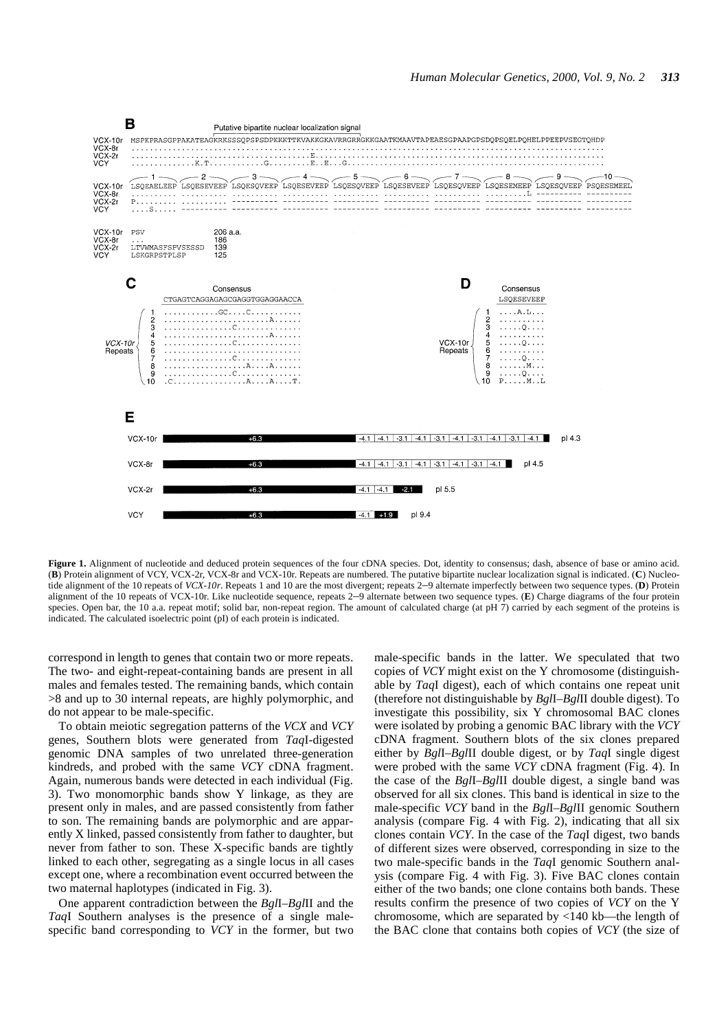**Figure 1.** Alignment of nucleotide and deduced protein sequences of the four cDNA species. Dot, identity to consensus; dash, absence of base or amino acid. (**B**) Protein alignment of VCY, VCX-2r, VCX-8r and VCX-10r. Repeats are numbered. The putative bipartite nuclear localization signal is indicated. (**C**) Nucleotide alignment of the 10 repeats of *VCX-10r*. Repeats 1 and 10 are the most divergent; repeats 2–9 alternate imperfectly between two sequence types. (**D**) Protein alignment of the 10 repeats of VCX-10r. Like nucleotide sequence, repeats 2–9 alternate between two sequence types. (**E**) Charge diagrams of the four protein species. Open bar, the 10 a.a. repeat motif; solid bar, non-repeat region. The amount of calculated charge (at pH 7) carried by each segment of the proteins is indicated. The calculated isoelectric point (pI) of each protein is indicated.

correspond in length to genes that contain two or more repeats. The two- and eight-repeat-containing bands are present in all males and females tested. The remaining bands, which contain >8 and up to 30 internal repeats, are highly polymorphic, and do not appear to be male-specific.

To obtain meiotic segregation patterns of the *VCX* and *VCY* genes, Southern blots were generated from *Taq*I-digested genomic DNA samples of two unrelated three-generation kindreds, and probed with the same *VCY* cDNA fragment. Again, numerous bands were detected in each individual (Fig. 3). Two monomorphic bands show Y linkage, as they are present only in males, and are passed consistently from father to son. The remaining bands are polymorphic and are apparently X linked, passed consistently from father to daughter, but never from father to son. These X-specific bands are tightly linked to each other, segregating as a single locus in all cases except one, where a recombination event occurred between the two maternal haplotypes (indicated in Fig. 3).

One apparent contradiction between the *Bgl*I–*Bgl*II and the *Taq*I Southern analyses is the presence of a single male-specific band corresponding to *VCY* in the former, but two male-specific bands in the latter. We speculated that two copies of *VCY* might exist on the Y chromosome (distinguishable by *Taq*I digest), each of which contains one repeat unit (therefore not distinguishable by *Bgl*I–*Bgl*II double digest). To investigate this possibility, six Y chromosomal BAC clones were isolated by probing a genomic BAC library with the *VCY* cDNA fragment. Southern blots of the six clones prepared either by *Bgl*I–*Bgl*II double digest, or by *Taq*I single digest were probed with the same *VCY* cDNA fragment (Fig. 4). In the case of the *Bgl*I–*Bgl*II double digest, a single band was observed for all six clones. This band is identical in size to the male-specific *VCY* band in the *Bgl*I–*Bgl*II genomic Southern analysis (compare Fig. 4 with Fig. 2), indicating that all six clones contain *VCY*. In the case of the *Taq*I digest, two bands of different sizes were observed, corresponding in size to the two male-specific bands in the *Taq*I genomic Southern analysis (compare Fig. 4 with Fig. 3). Five BAC clones contain either of the two bands; one clone contains both bands. These results confirm the presence of two copies of *VCY* on the Y chromosome, which are separated by <140 kb—the length of the BAC clone that contains both copies of *VCY* (the size of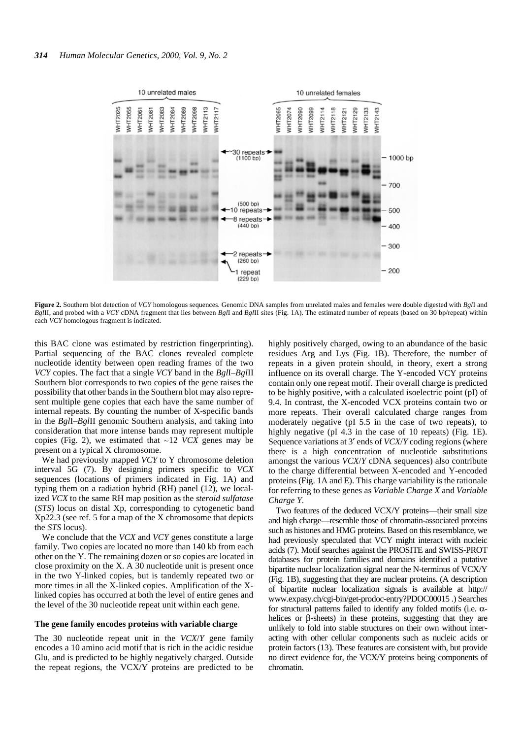**Figure 2.** Southern blot detection of *VCY* homologous sequences. Genomic DNA samples from unrelated males and females were double digested with *Bgl*I and *Bgl*II, and probed with a *VCY* cDNA fragment that lies between *Bgl*I and *Bgl*II sites (Fig. 1A). The estimated number of repeats (based on 30 bp/repeat) within each *VCY* homologous fragment is indicated.

this BAC clone was estimated by restriction fingerprinting). Partial sequencing of the BAC clones revealed complete nucleotide identity between open reading frames of the two *VCY* copies. The fact that a single *VCY* band in the *Bgl*I–*Bgl*II Southern blot corresponds to two copies of the gene raises the possibility that other bands in the Southern blot may also represent multiple gene copies that each have the same number of internal repeats. By counting the number of X-specific bands in the *Bgl*I–*Bgl*II genomic Southern analysis, and taking into consideration that more intense bands may represent multiple copies (Fig. 2), we estimated that ~12 *VCX* genes may be present on a typical X chromosome.

We had previously mapped *VCY* to Y chromosome deletion interval 5G (7). By designing primers specific to *VCX* sequences (locations of primers indicated in Fig. 1A) and typing them on a radiation hybrid (RH) panel (12), we localized *VCX* to the same RH map position as the *steroid sulfatase* (*STS*) locus on distal Xp, corresponding to cytogenetic band Xp22.3 (see ref. 5 for a map of the X chromosome that depicts the *STS* locus).

We conclude that the *VCX* and *VCY* genes constitute a large family. Two copies are located no more than 140 kb from each other on the Y. The remaining dozen or so copies are located in close proximity on the X. A 30 nucleotide unit is present once in the two Y-linked copies, but is tandemly repeated two or more times in all the X-linked copies. Amplification of the X-linked copies has occurred at both the level of entire genes and the level of the 30 nucleotide repeat unit within each gene.

### The gene family encodes proteins with variable charge

The 30 nucleotide repeat unit in the *VCX*/*Y* gene family encodes a 10 amino acid motif that is rich in the acidic residue Glu, and is predicted to be highly negatively charged. Outside the repeat regions, the VCX/Y proteins are predicted to be highly positively charged, owing to an abundance of the basic residues Arg and Lys (Fig. 1B). Therefore, the number of repeats in a given protein should, in theory, exert a strong influence on its overall charge. The Y-encoded VCY proteins contain only one repeat motif. Their overall charge is predicted to be highly positive, with a calculated isoelectric point (pI) of 9.4. In contrast, the X-encoded VCX proteins contain two or more repeats. Their overall calculated charge ranges from moderately negative (pI 5.5 in the case of two repeats), to highly negative (pI 4.3 in the case of 10 repeats) (Fig. 1E). Sequence variations at 3′ ends of *VCX*/*Y* coding regions (where there is a high concentration of nucleotide substitutions amongst the various *VCX*/*Y* cDNA sequences) also contribute to the charge differential between X-encoded and Y-encoded proteins (Fig. 1A and E). This charge variability is the rationale for referring to these genes as *Variable Charge X* and *Variable Charge Y*.

Two features of the deduced VCX/Y proteins—their small size and high charge—resemble those of chromatin-associated proteins such as histones and HMG proteins. Based on this resemblance, we had previously speculated that VCY might interact with nucleic acids (7). Motif searches against the PROSITE and SWISS-PROT databases for protein families and domains identified a putative bipartite nuclear localization signal near the N-terminus of VCX/Y (Fig. 1B), suggesting that they are nuclear proteins. (A description of bipartite nuclear localization signals is available at http://www.expasy.ch/cgi-bin/get-prodoc-entry?PDOC00015 .) Searches for structural patterns failed to identify any folded motifs (i.e. α-helices or β-sheets) in these proteins, suggesting that they are unlikely to fold into stable structures on their own without interacting with other cellular components such as nucleic acids or protein factors (13). These features are consistent with, but provide no direct evidence for, the VCX/Y proteins being components of chromatin.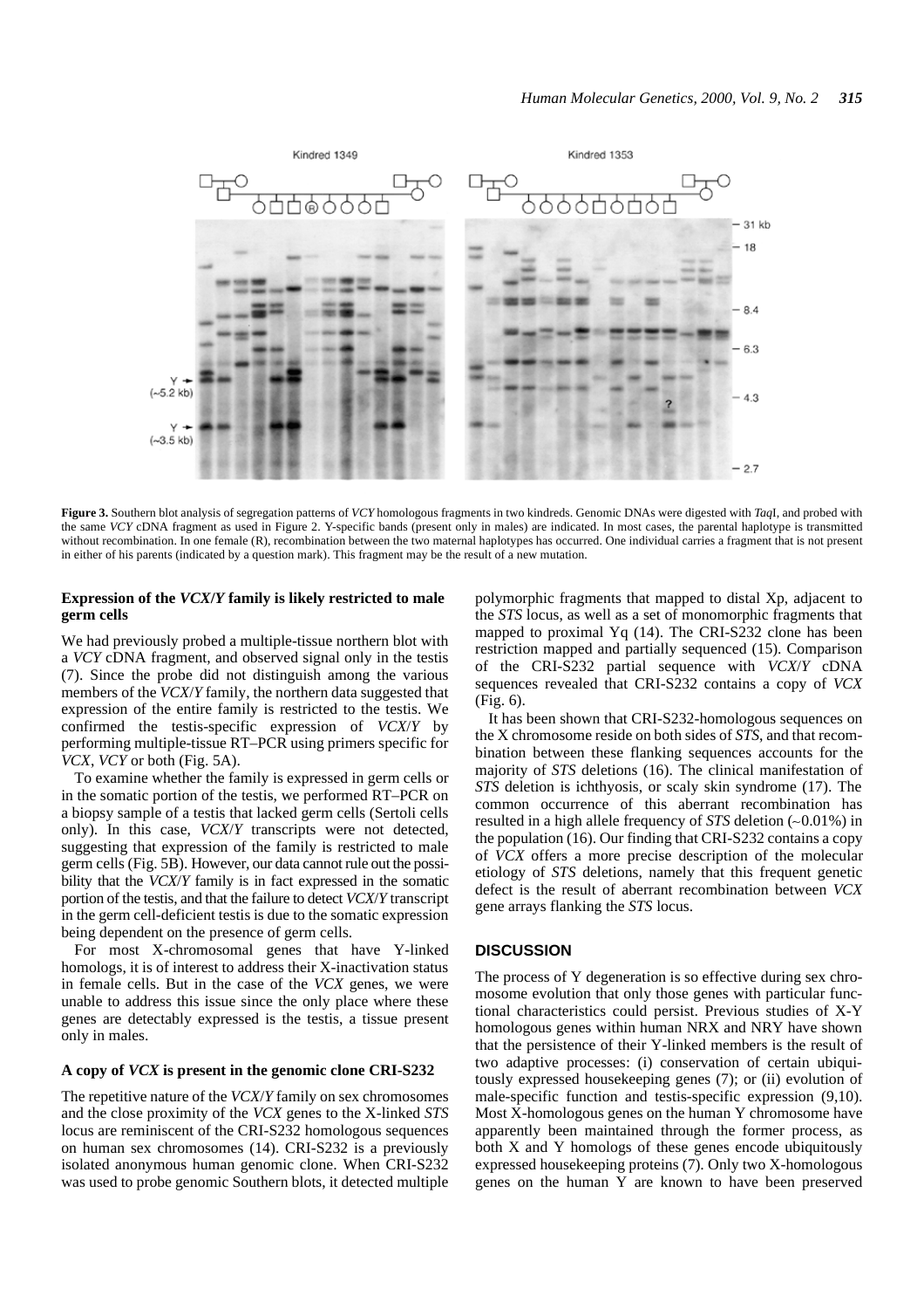**Figure 3.** Southern blot analysis of segregation patterns of *VCY* homologous fragments in two kindreds. Genomic DNAs were digested with *Taq*I, and probed with the same *VCY* cDNA fragment as used in Figure 2. Y-specific bands (present only in males) are indicated. In most cases, the parental haplotype is transmitted without recombination. In one female (R), recombination between the two maternal haplotypes has occurred. One individual carries a fragment that is not present in either of his parents (indicated by a question mark). This fragment may be the result of a new mutation.

### Expression of the *VCX/Y* family is likely restricted to male germ cells

We had previously probed a multiple-tissue northern blot with a *VCY* cDNA fragment, and observed signal only in the testis (7). Since the probe did not distinguish among the various members of the *VCX/Y* family, the northern data suggested that expression of the entire family is restricted to the testis. We confirmed the testis-specific expression of *VCX/Y* by performing multiple-tissue RT–PCR using primers specific for *VCX*, *VCY* or both (Fig. 5A).

To examine whether the family is expressed in germ cells or in the somatic portion of the testis, we performed RT–PCR on a biopsy sample of a testis that lacked germ cells (Sertoli cells only). In this case, *VCX/Y* transcripts were not detected, suggesting that expression of the family is restricted to male germ cells (Fig. 5B). However, our data cannot rule out the possibility that the *VCX/Y* family is in fact expressed in the somatic portion of the testis, and that the failure to detect *VCX/Y* transcript in the germ cell-deficient testis is due to the somatic expression being dependent on the presence of germ cells.

For most X-chromosomal genes that have Y-linked homologs, it is of interest to address their X-inactivation status in female cells. But in the case of the *VCX* genes, we were unable to address this issue since the only place where these genes are detectably expressed is the testis, a tissue present only in males.

### A copy of *VCX* is present in the genomic clone CRI-S232

The repetitive nature of the *VCX/Y* family on sex chromosomes and the close proximity of the *VCX* genes to the X-linked *STS* locus are reminiscent of the CRI-S232 homologous sequences on human sex chromosomes (14). CRI-S232 is a previously isolated anonymous human genomic clone. When CRI-S232 was used to probe genomic Southern blots, it detected multiple polymorphic fragments that mapped to distal Xp, adjacent to the *STS* locus, as well as a set of monomorphic fragments that mapped to proximal Yq (14). The CRI-S232 clone has been restriction mapped and partially sequenced (15). Comparison of the CRI-S232 partial sequence with *VCX/Y* cDNA sequences revealed that CRI-S232 contains a copy of *VCX* (Fig. 6).

It has been shown that CRI-S232-homologous sequences on the X chromosome reside on both sides of *STS*, and that recombination between these flanking sequences accounts for the majority of *STS* deletions (16). The clinical manifestation of *STS* deletion is ichthyosis, or scaly skin syndrome (17). The common occurrence of this aberrant recombination has resulted in a high allele frequency of *STS* deletion (~0.01%) in the population (16). Our finding that CRI-S232 contains a copy of *VCX* offers a more precise description of the molecular etiology of *STS* deletions, namely that this frequent genetic defect is the result of aberrant recombination between *VCX* gene arrays flanking the *STS* locus.

## DISCUSSION

The process of Y degeneration is so effective during sex chromosome evolution that only those genes with particular functional characteristics could persist. Previous studies of X-Y homologous genes within human NRX and NRY have shown that the persistence of their Y-linked members is the result of two adaptive processes: (i) conservation of certain ubiquitously expressed housekeeping genes (7); or (ii) evolution of male-specific function and testis-specific expression (9,10). Most X-homologous genes on the human Y chromosome have apparently been maintained through the former process, as both X and Y homologs of these genes encode ubiquitously expressed housekeeping proteins (7). Only two X-homologous genes on the human Y are known to have been preserved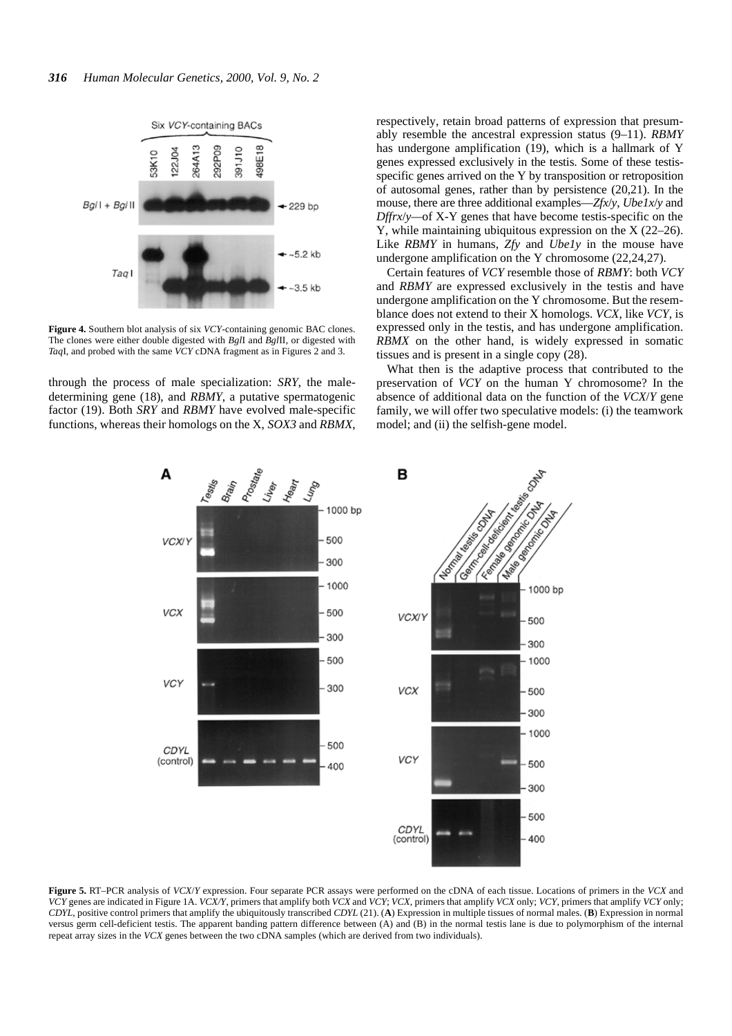**Figure 4.** Southern blot analysis of six *VCY*-containing genomic BAC clones. The clones were either double digested with *Bgl*I and *Bgl*II, or digested with *Taq*I, and probed with the same *VCY* cDNA fragment as in Figures 2 and 3.

through the process of male specialization: *SRY*, the male-determining gene (18), and *RBMY*, a putative spermatogenic factor (19). Both *SRY* and *RBMY* have evolved male-specific functions, whereas their homologs on the X, *SOX3* and *RBMX*, respectively, retain broad patterns of expression that presumably resemble the ancestral expression status (9–11). *RBMY* has undergone amplification (19), which is a hallmark of Y genes expressed exclusively in the testis. Some of these testis-specific genes arrived on the Y by transposition or retroposition of autosomal genes, rather than by persistence (20,21). In the mouse, there are three additional examples—*Zfx/y*, *Ube1x/y* and *Dffrx/y*—of X-Y genes that have become testis-specific on the Y, while maintaining ubiquitous expression on the X (22–26). Like *RBMY* in humans, *Zfy* and *Ube1y* in the mouse have undergone amplification on the Y chromosome (22,24,27).

Certain features of *VCY* resemble those of *RBMY*: both *VCY* and *RBMY* are expressed exclusively in the testis and have undergone amplification on the Y chromosome. But the resemblance does not extend to their X homologs. *VCX*, like *VCY*, is expressed only in the testis, and has undergone amplification. *RBMX* on the other hand, is widely expressed in somatic tissues and is present in a single copy (28).

What then is the adaptive process that contributed to the preservation of *VCY* on the human Y chromosome? In the absence of additional data on the function of the *VCX/Y* gene family, we will offer two speculative models: (i) the teamwork model; and (ii) the selfish-gene model.

**Figure 5.** RT–PCR analysis of *VCX/Y* expression. Four separate PCR assays were performed on the cDNA of each tissue. Locations of primers in the *VCX* and *VCY* genes are indicated in Figure 1A. *VCX/Y*, primers that amplify both *VCX* and *VCY*; *VCX*, primers that amplify *VCX* only; *VCY*, primers that amplify *VCY* only; *CDYL*, positive control primers that amplify the ubiquitously transcribed *CDYL* (21). (**A**) Expression in multiple tissues of normal males. (**B**) Expression in normal versus germ cell-deficient testis. The apparent banding pattern difference between (A) and (B) in the normal testis lane is due to polymorphism of the internal repeat array sizes in the *VCX* genes between the two cDNA samples (which are derived from two individuals).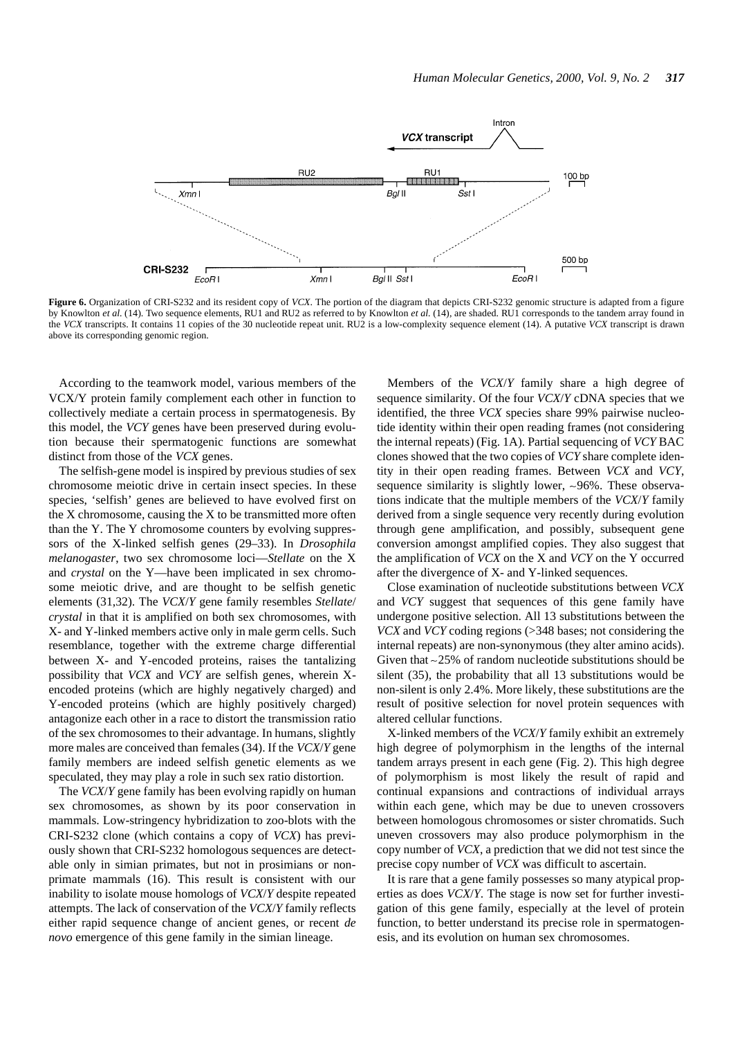**Figure 6.** Organization of CRI-S232 and its resident copy of *VCX*. The portion of the diagram that depicts CRI-S232 genomic structure is adapted from a figure by Knowlton *et al.* (14). Two sequence elements, RU1 and RU2 as referred to by Knowlton *et al.* (14), are shaded. RU1 corresponds to the tandem array found in the *VCX* transcripts. It contains 11 copies of the 30 nucleotide repeat unit. RU2 is a low-complexity sequence element (14). A putative *VCX* transcript is drawn above its corresponding genomic region.

According to the teamwork model, various members of the VCX/Y protein family complement each other in function to collectively mediate a certain process in spermatogenesis. By this model, the *VCY* genes have been preserved during evolution because their spermatogenic functions are somewhat distinct from those of the *VCX* genes.

The selfish-gene model is inspired by previous studies of sex chromosome meiotic drive in certain insect species. In these species, 'selfish' genes are believed to have evolved first on the X chromosome, causing the X to be transmitted more often than the Y. The Y chromosome counters by evolving suppressors of the X-linked selfish genes (29–33). In *Drosophila melanogaster*, two sex chromosome loci—*Stellate* on the X and *crystal* on the Y—have been implicated in sex chromosome meiotic drive, and are thought to be selfish genetic elements (31,32). The *VCX/Y* gene family resembles *Stellate*/*crystal* in that it is amplified on both sex chromosomes, with X- and Y-linked members active only in male germ cells. Such resemblance, together with the extreme charge differential between X- and Y-encoded proteins, raises the tantalizing possibility that *VCX* and *VCY* are selfish genes, wherein X-encoded proteins (which are highly negatively charged) and Y-encoded proteins (which are highly positively charged) antagonize each other in a race to distort the transmission ratio of the sex chromosomes to their advantage. In humans, slightly more males are conceived than females (34). If the *VCX/Y* gene family members are indeed selfish genetic elements as we speculated, they may play a role in such sex ratio distortion.

The *VCX/Y* gene family has been evolving rapidly on human sex chromosomes, as shown by its poor conservation in mammals. Low-stringency hybridization to zoo-blots with the CRI-S232 clone (which contains a copy of *VCX*) has previously shown that CRI-S232 homologous sequences are detectable only in simian primates, but not in prosimians or non-primate mammals (16). This result is consistent with our inability to isolate mouse homologs of *VCX/Y* despite repeated attempts. The lack of conservation of the *VCX/Y* family reflects either rapid sequence change of ancient genes, or recent *de novo* emergence of this gene family in the simian lineage.

Members of the *VCX/Y* family share a high degree of sequence similarity. Of the four *VCX/Y* cDNA species that we identified, the three *VCX* species share 99% pairwise nucleotide identity within their open reading frames (not considering the internal repeats) (Fig. 1A). Partial sequencing of *VCY* BAC clones showed that the two copies of *VCY* share complete identity in their open reading frames. Between *VCX* and *VCY*, sequence similarity is slightly lower, ~96%. These observations indicate that the multiple members of the *VCX/Y* family derived from a single sequence very recently during evolution through gene amplification, and possibly, subsequent gene conversion amongst amplified copies. They also suggest that the amplification of *VCX* on the X and *VCY* on the Y occurred after the divergence of X- and Y-linked sequences.

Close examination of nucleotide substitutions between *VCX* and *VCY* suggest that sequences of this gene family have undergone positive selection. All 13 substitutions between the *VCX* and *VCY* coding regions (>348 bases; not considering the internal repeats) are non-synonymous (they alter amino acids). Given that ~25% of random nucleotide substitutions should be silent (35), the probability that all 13 substitutions would be non-silent is only 2.4%. More likely, these substitutions are the result of positive selection for novel protein sequences with altered cellular functions.

X-linked members of the *VCX/Y* family exhibit an extremely high degree of polymorphism in the lengths of the internal tandem arrays present in each gene (Fig. 2). This high degree of polymorphism is most likely the result of rapid and continual expansions and contractions of individual arrays within each gene, which may be due to uneven crossovers between homologous chromosomes or sister chromatids. Such uneven crossovers may also produce polymorphism in the copy number of *VCX*, a prediction that we did not test since the precise copy number of *VCX* was difficult to ascertain.

It is rare that a gene family possesses so many atypical properties as does *VCX/Y*. The stage is now set for further investigation of this gene family, especially at the level of protein function, to better understand its precise role in spermatogenesis, and its evolution on human sex chromosomes.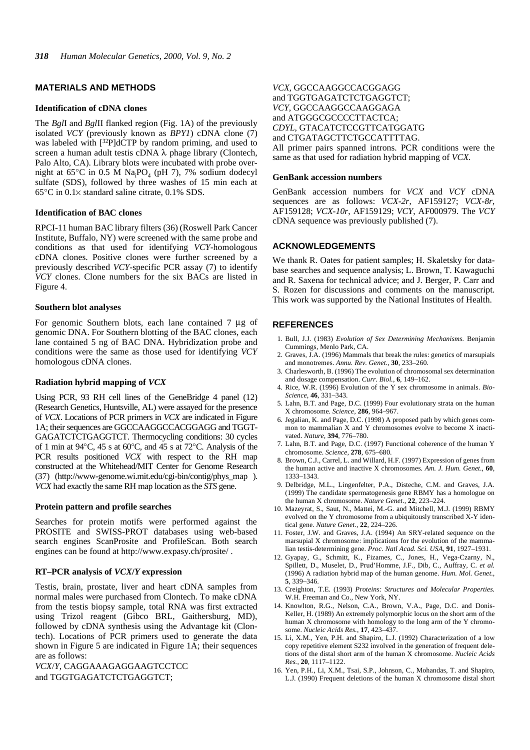## MATERIALS AND METHODS

### Identification of cDNA clones

The *Bgl*I and *Bgl*II flanked region (Fig. 1A) of the previously isolated *VCY* (previously known as *BPY1*) cDNA clone (7) was labeled with [$^{32}$P]dCTP by random priming, and used to screen a human adult testis cDNA λ phage library (Clontech, Palo Alto, CA). Library blots were incubated with probe overnight at 65°C in 0.5 M $Na_iPO_4$ (pH 7), 7% sodium dodecyl sulfate (SDS), followed by three washes of 15 min each at 65°C in 0.1× standard saline citrate, 0.1% SDS.

### Identification of BAC clones

RPCI-11 human BAC library filters (36) (Roswell Park Cancer Institute, Buffalo, NY) were screened with the same probe and conditions as that used for identifying *VCY*-homologous cDNA clones. Positive clones were further screened by a previously described *VCY*-specific PCR assay (7) to identify *VCY* clones. Clone numbers for the six BACs are listed in Figure 4.

### Southern blot analyses

For genomic Southern blots, each lane contained 7 µg of genomic DNA. For Southern blotting of the BAC clones, each lane contained 5 ng of BAC DNA. Hybridization probe and conditions were the same as those used for identifying *VCY* homologous cDNA clones.

### Radiation hybrid mapping of *VCX*

Using PCR, 93 RH cell lines of the GeneBridge 4 panel (12) (Research Genetics, Huntsville, AL) were assayed for the presence of *VCX*. Locations of PCR primers in *VCX* are indicated in Figure 1A; their sequences are GGCCAAGGCCACGGAGG and TGGTGAGATCTCTGAGGTCT. Thermocycling conditions: 30 cycles of 1 min at 94°C, 45 s at 60°C, and 45 s at 72°C. Analysis of the PCR results positioned *VCX* with respect to the RH map constructed at the Whitehead/MIT Center for Genome Research (37) (http://www-genome.wi.mit.edu/cgi-bin/contig/phys_map ). *VCX* had exactly the same RH map location as the *STS* gene.

### Protein pattern and profile searches

Searches for protein motifs were performed against the PROSITE and SWISS-PROT databases using web-based search engines ScanProsite and ProfileScan. Both search engines can be found at http://www.expasy.ch/prosite/ .

### RT–PCR analysis of *VCX/Y* expression

Testis, brain, prostate, liver and heart cDNA samples from normal males were purchased from Clontech. To make cDNA from the testis biopsy sample, total RNA was first extracted using Trizol reagent (Gibco BRL, Gaithersburg, MD), followed by cDNA synthesis using the Advantage kit (Clontech). Locations of PCR primers used to generate the data shown in Figure 5 are indicated in Figure 1A; their sequences are as follows:

*VCX*/*Y*, CAGGAAAGAGGAAGTCCTCC and TGGTGAGATCTCTGAGGTCT;
*VCX*, GGCCAAGGCCACGGAGG and TGGTGAGATCTCTGAGGTCT;
*VCY*, GGCCAAGGCCAAGGAGA and ATGGGCGCCCCTTACTCA;
*CDYL*, GTACATCTCCGTTCATGGATG and CTGATAGCTTCTGCCATTTTAG.

All primer pairs spanned introns. PCR conditions were the same as that used for radiation hybrid mapping of *VCX*.

### GenBank accession numbers

GenBank accession numbers for *VCX* and *VCY* cDNA sequences are as follows: *VCX-2r*, AF159127; *VCX-8r*, AF159128; *VCX-10r*, AF159129; *VCY*, AF000979. The *VCY* cDNA sequence was previously published (7).

## ACKNOWLEDGEMENTS

We thank R. Oates for patient samples; H. Skaletsky for database searches and sequence analysis; L. Brown, T. Kawaguchi and R. Saxena for technical advice; and J. Berger, P. Carr and S. Rozen for discussions and comments on the manuscript. This work was supported by the National Institutes of Health.

## REFERENCES

1. Bull, J.J. (1983) *Evolution of Sex Determining Mechanisms.* Benjamin Cummings, Menlo Park, CA.
2. Graves, J.A. (1996) Mammals that break the rules: genetics of marsupials and monotremes. *Annu. Rev. Genet.*, **30**, 233–260.
3. Charlesworth, B. (1996) The evolution of chromosomal sex determination and dosage compensation. *Curr. Biol.*, **6**, 149–162.
4. Rice, W.R. (1996) Evolution of the Y sex chromosome in animals. *BioScience*, **46**, 331–343.
5. Lahn, B.T. and Page, D.C. (1999) Four evolutionary strata on the human X chromosome. *Science*, **286**, 964–967.
6. Jegalian, K. and Page, D.C. (1998) A proposed path by which genes common to mammalian X and Y chromosomes evolve to become X inactivated. *Nature*, **394**, 776–780.
7. Lahn, B.T. and Page, D.C. (1997) Functional coherence of the human Y chromosome. *Science*, **278**, 675–680.
8. Brown, C.J., Carrel, L. and Willard, H.F. (1997) Expression of genes from the human active and inactive X chromosomes. *Am. J. Hum. Genet.*, **60**, 1333–1343.
9. Delbridge, M.L., Lingenfelter, P.A., Disteche, C.M. and Graves, J.A. (1999) The candidate spermatogenesis gene RBMY has a homologue on the human X chromosome. *Nature Genet.*, **22**, 223–224.
10. Mazeyrat, S., Saut, N., Mattei, M.-G. and Mitchell, M.J. (1999) RBMY evolved on the Y chromosome from a ubiquitously transcribed X-Y identical gene. *Nature Genet.*, **22**, 224–226.
11. Foster, J.W. and Graves, J.A. (1994) An SRY-related sequence on the marsupial X chromosome: implications for the evolution of the mammalian testis-determining gene. *Proc. Natl Acad. Sci. USA*, **91**, 1927–1931.
12. Gyapay, G., Schmitt, K., Fizames, C., Jones, H., Vega-Czarny, N., Spillett, D., Muselet, D., Prud'Homme, J.F., Dib, C., Auffray, C. *et al.* (1996) A radiation hybrid map of the human genome. *Hum. Mol. Genet.*, **5**, 339–346.
13. Creighton, T.E. (1993) *Proteins: Structures and Molecular Properties.* W.H. Freeman and Co., New York, NY.
14. Knowlton, R.G., Nelson, C.A., Brown, V.A., Page, D.C. and Donis-Keller, H. (1989) An extremely polymorphic locus on the short arm of the human X chromosome with homology to the long arm of the Y chromosome. *Nucleic Acids Res.*, **17**, 423–437.
15. Li, X.M., Yen, P.H. and Shapiro, L.J. (1992) Characterization of a low copy repetitive element S232 involved in the generation of frequent deletions of the distal short arm of the human X chromosome. *Nucleic Acids Res.*, **20**, 1117–1122.
16. Yen, P.H., Li, X.M., Tsai, S.P., Johnson, C., Mohandas, T. and Shapiro, L.J. (1990) Frequent deletions of the human X chromosome distal short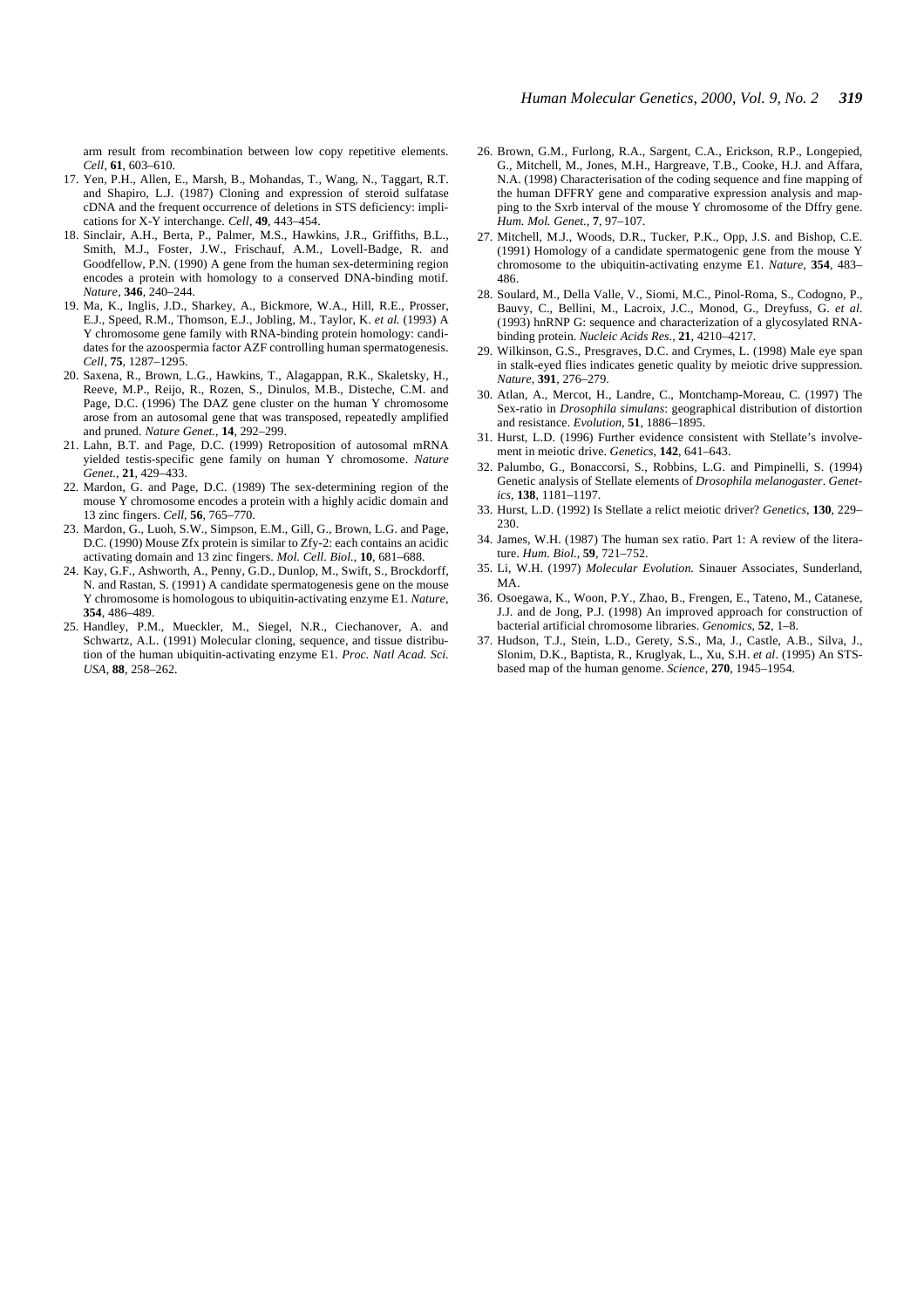arm result from recombination between low copy repetitive elements. *Cell*, **61**, 603–610.

17. Yen, P.H., Allen, E., Marsh, B., Mohandas, T., Wang, N., Taggart, R.T. and Shapiro, L.J. (1987) Cloning and expression of steroid sulfatase cDNA and the frequent occurrence of deletions in STS deficiency: implications for X-Y interchange. *Cell*, **49**, 443–454.
18. Sinclair, A.H., Berta, P., Palmer, M.S., Hawkins, J.R., Griffiths, B.L., Smith, M.J., Foster, J.W., Frischauf, A.M., Lovell-Badge, R. and Goodfellow, P.N. (1990) A gene from the human sex-determining region encodes a protein with homology to a conserved DNA-binding motif. *Nature*, **346**, 240–244.
19. Ma, K., Inglis, J.D., Sharkey, A., Bickmore, W.A., Hill, R.E., Prosser, E.J., Speed, R.M., Thomson, E.J., Jobling, M., Taylor, K. *et al.* (1993) A Y chromosome gene family with RNA-binding protein homology: candidates for the azoospermia factor AZF controlling human spermatogenesis. *Cell*, **75**, 1287–1295.
20. Saxena, R., Brown, L.G., Hawkins, T., Alagappan, R.K., Skaletsky, H., Reeve, M.P., Reijo, R., Rozen, S., Dinulos, M.B., Disteche, C.M. and Page, D.C. (1996) The DAZ gene cluster on the human Y chromosome arose from an autosomal gene that was transposed, repeatedly amplified and pruned. *Nature Genet.*, **14**, 292–299.
21. Lahn, B.T. and Page, D.C. (1999) Retroposition of autosomal mRNA yielded testis-specific gene family on human Y chromosome. *Nature Genet.*, **21**, 429–433.
22. Mardon, G. and Page, D.C. (1989) The sex-determining region of the mouse Y chromosome encodes a protein with a highly acidic domain and 13 zinc fingers. *Cell*, **56**, 765–770.
23. Mardon, G., Luoh, S.W., Simpson, E.M., Gill, G., Brown, L.G. and Page, D.C. (1990) Mouse Zfx protein is similar to Zfy-2: each contains an acidic activating domain and 13 zinc fingers. *Mol. Cell. Biol.*, **10**, 681–688.
24. Kay, G.F., Ashworth, A., Penny, G.D., Dunlop, M., Swift, S., Brockdorff, N. and Rastan, S. (1991) A candidate spermatogenesis gene on the mouse Y chromosome is homologous to ubiquitin-activating enzyme E1. *Nature*, **354**, 486–489.
25. Handley, P.M., Mueckler, M., Siegel, N.R., Ciechanover, A. and Schwartz, A.L. (1991) Molecular cloning, sequence, and tissue distribution of the human ubiquitin-activating enzyme E1. *Proc. Natl Acad. Sci. USA*, **88**, 258–262.
26. Brown, G.M., Furlong, R.A., Sargent, C.A., Erickson, R.P., Longepied, G., Mitchell, M., Jones, M.H., Hargreave, T.B., Cooke, H.J. and Affara, N.A. (1998) Characterisation of the coding sequence and fine mapping of the human DFFRY gene and comparative expression analysis and mapping to the Sxrb interval of the mouse Y chromosome of the Dffry gene. *Hum. Mol. Genet.*, **7**, 97–107.
27. Mitchell, M.J., Woods, D.R., Tucker, P.K., Opp, J.S. and Bishop, C.E. (1991) Homology of a candidate spermatogenic gene from the mouse Y chromosome to the ubiquitin-activating enzyme E1. *Nature*, **354**, 483–486.
28. Soulard, M., Della Valle, V., Siomi, M.C., Pinol-Roma, S., Codogno, P., Bauvy, C., Bellini, M., Lacroix, J.C., Monod, G., Dreyfuss, G. *et al.* (1993) hnRNP G: sequence and characterization of a glycosylated RNA-binding protein. *Nucleic Acids Res.*, **21**, 4210–4217.
29. Wilkinson, G.S., Presgraves, D.C. and Crymes, L. (1998) Male eye span in stalk-eyed flies indicates genetic quality by meiotic drive suppression. *Nature*, **391**, 276–279.
30. Atlan, A., Mercot, H., Landre, C., Montchamp-Moreau, C. (1997) The Sex-ratio in *Drosophila simulans*: geographical distribution of distortion and resistance. *Evolution*, **51**, 1886–1895.
31. Hurst, L.D. (1996) Further evidence consistent with Stellate's involvement in meiotic drive. *Genetics*, **142**, 641–643.
32. Palumbo, G., Bonaccorsi, S., Robbins, L.G. and Pimpinelli, S. (1994) Genetic analysis of Stellate elements of *Drosophila melanogaster*. *Genetics*, **138**, 1181–1197.
33. Hurst, L.D. (1992) Is Stellate a relict meiotic driver? *Genetics*, **130**, 229–230.
34. James, W.H. (1987) The human sex ratio. Part 1: A review of the literature. *Hum. Biol.*, **59**, 721–752.
35. Li, W.H. (1997) *Molecular Evolution.* Sinauer Associates, Sunderland, MA.
36. Osoegawa, K., Woon, P.Y., Zhao, B., Frengen, E., Tateno, M., Catanese, J.J. and de Jong, P.J. (1998) An improved approach for construction of bacterial artificial chromosome libraries. *Genomics*, **52**, 1–8.
37. Hudson, T.J., Stein, L.D., Gerety, S.S., Ma, J., Castle, A.B., Silva, J., Slonim, D.K., Baptista, R., Kruglyak, L., Xu, S.H. *et al*. (1995) An STS-based map of the human genome. *Science*, **270**, 1945–1954.